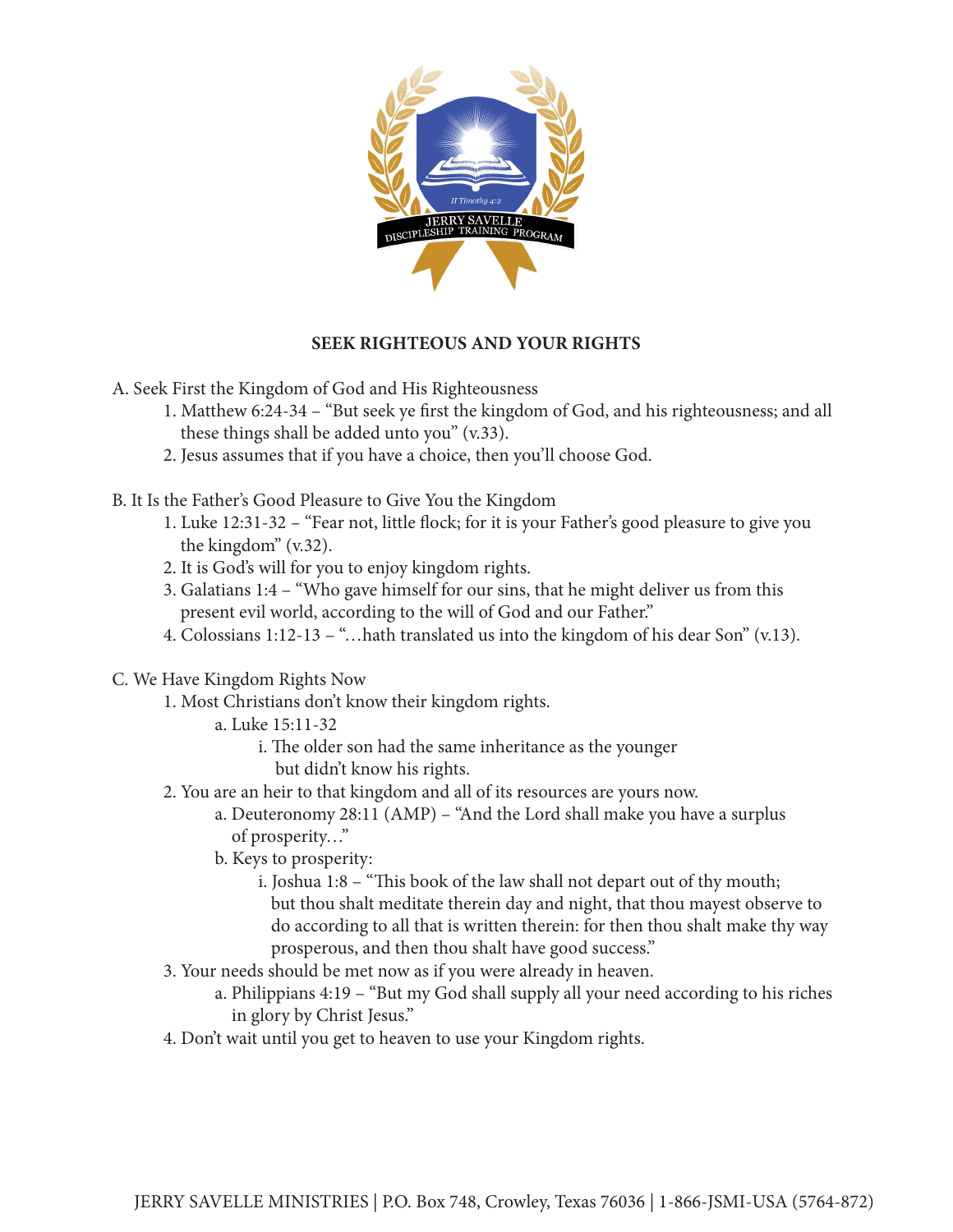## SEEK RIGHTEOUS AND YOUR RIGHTS

A. Seek First the Kingdom of God and His Righteousness

1. Matthew 6:24-34 – "But seek ye first the kingdom of God, and his righteousness; and all these things shall be added unto you" (v.33).
2. Jesus assumes that if you have a choice, then you'll choose God.

B. It Is the Father's Good Pleasure to Give You the Kingdom

1. Luke 12:31-32 – "Fear not, little flock; for it is your Father's good pleasure to give you the kingdom" (v.32).
2. It is God's will for you to enjoy kingdom rights.
3. Galatians 1:4 – "Who gave himself for our sins, that he might deliver us from this present evil world, according to the will of God and our Father."
4. Colossians 1:12-13 – "…hath translated us into the kingdom of his dear Son" (v.13).

C. We Have Kingdom Rights Now

1. Most Christians don't know their kingdom rights.
    - a. Luke 15:11-32
        - i. The older son had the same inheritance as the younger but didn't know his rights.
2. You are an heir to that kingdom and all of its resources are yours now.
    - a. Deuteronomy 28:11 (AMP) – "And the Lord shall make you have a surplus of prosperity…"
    - b. Keys to prosperity:
        - i. Joshua 1:8 – "This book of the law shall not depart out of thy mouth; but thou shalt meditate therein day and night, that thou mayest observe to do according to all that is written therein: for then thou shalt make thy way prosperous, and then thou shalt have good success."
3. Your needs should be met now as if you were already in heaven.
    - a. Philippians 4:19 – "But my God shall supply all your need according to his riches in glory by Christ Jesus."
4. Don't wait until you get to heaven to use your Kingdom rights.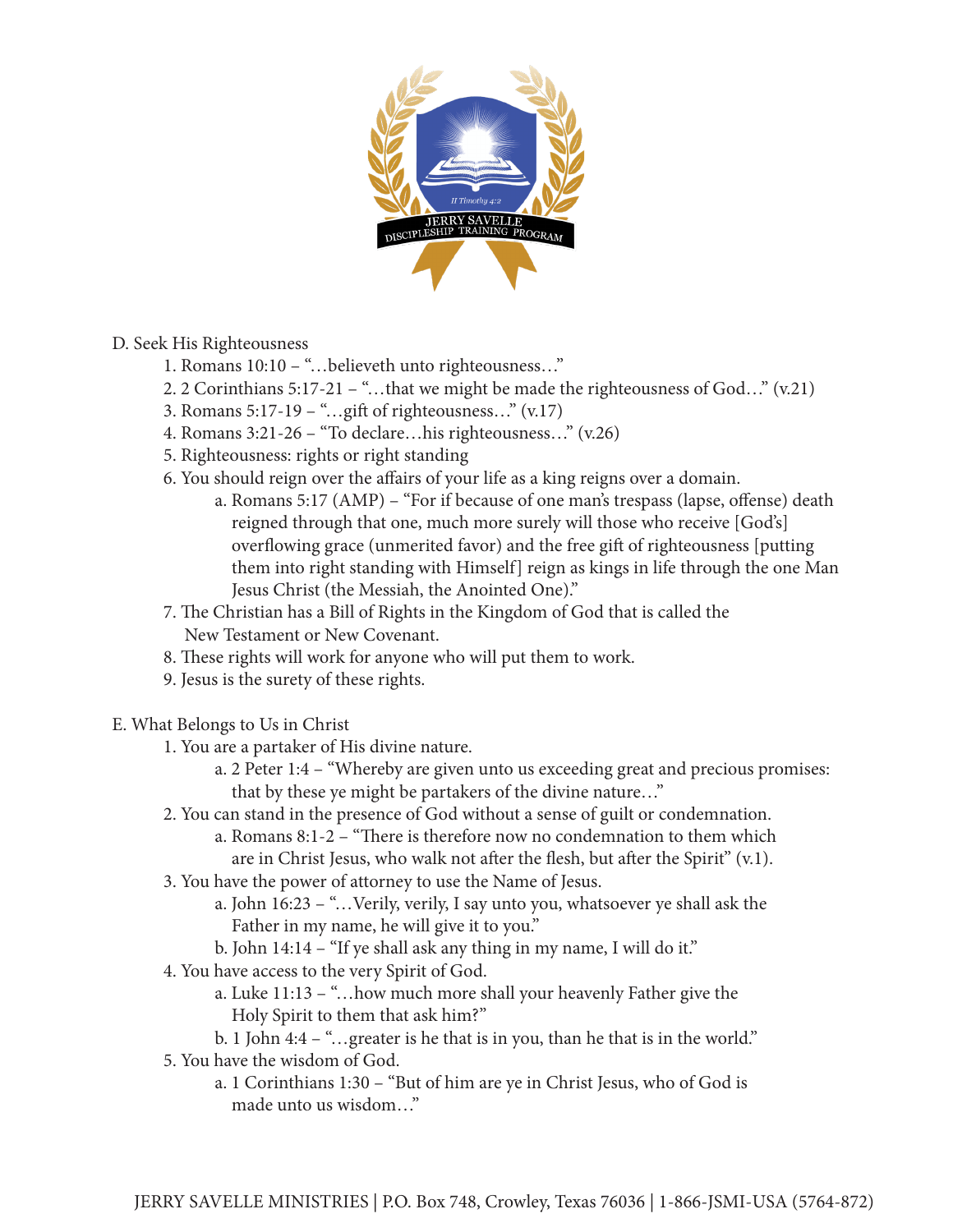D. Seek His Righteousness

1. Romans 10:10 – "…believeth unto righteousness…"
2. 2 Corinthians 5:17-21 – "…that we might be made the righteousness of God…" (v.21)
3. Romans 5:17-19 – "…gift of righteousness…" (v.17)
4. Romans 3:21-26 – "To declare…his righteousness…" (v.26)
5. Righteousness: rights or right standing
6. You should reign over the affairs of your life as a king reigns over a domain.
   a. Romans 5:17 (AMP) – "For if because of one man's trespass (lapse, offense) death reigned through that one, much more surely will those who receive [God's] overflowing grace (unmerited favor) and the free gift of righteousness [putting them into right standing with Himself] reign as kings in life through the one Man Jesus Christ (the Messiah, the Anointed One)."
7. The Christian has a Bill of Rights in the Kingdom of God that is called the New Testament or New Covenant.
8. These rights will work for anyone who will put them to work.
9. Jesus is the surety of these rights.

E. What Belongs to Us in Christ

1. You are a partaker of His divine nature.
   a. 2 Peter 1:4 – "Whereby are given unto us exceeding great and precious promises: that by these ye might be partakers of the divine nature…"
2. You can stand in the presence of God without a sense of guilt or condemnation.
   a. Romans 8:1-2 – "There is therefore now no condemnation to them which are in Christ Jesus, who walk not after the flesh, but after the Spirit" (v.1).
3. You have the power of attorney to use the Name of Jesus.
   a. John 16:23 – "…Verily, verily, I say unto you, whatsoever ye shall ask the Father in my name, he will give it to you."
   b. John 14:14 – "If ye shall ask any thing in my name, I will do it."
4. You have access to the very Spirit of God.
   a. Luke 11:13 – "…how much more shall your heavenly Father give the Holy Spirit to them that ask him?"
   b. 1 John 4:4 – "…greater is he that is in you, than he that is in the world."
5. You have the wisdom of God.
   a. 1 Corinthians 1:30 – "But of him are ye in Christ Jesus, who of God is made unto us wisdom…"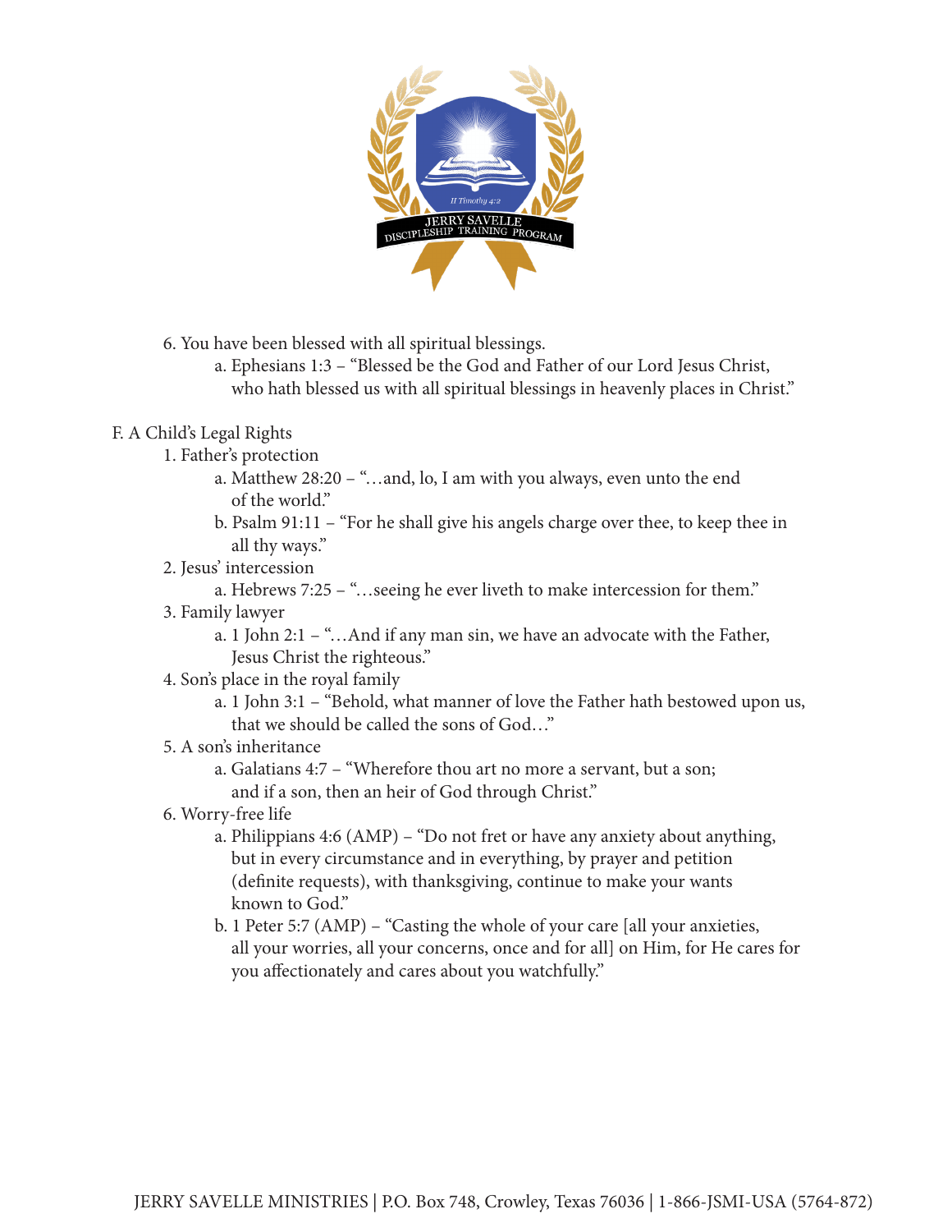6. You have been blessed with all spiritual blessings.
   a. Ephesians 1:3 – "Blessed be the God and Father of our Lord Jesus Christ, who hath blessed us with all spiritual blessings in heavenly places in Christ."

F. A Child's Legal Rights

1. Father's protection
   a. Matthew 28:20 – "…and, lo, I am with you always, even unto the end of the world."
   b. Psalm 91:11 – "For he shall give his angels charge over thee, to keep thee in all thy ways."
2. Jesus' intercession
   a. Hebrews 7:25 – "…seeing he ever liveth to make intercession for them."
3. Family lawyer
   a. 1 John 2:1 – "…And if any man sin, we have an advocate with the Father, Jesus Christ the righteous."
4. Son's place in the royal family
   a. 1 John 3:1 – "Behold, what manner of love the Father hath bestowed upon us, that we should be called the sons of God…"
5. A son's inheritance
   a. Galatians 4:7 – "Wherefore thou art no more a servant, but a son; and if a son, then an heir of God through Christ."
6. Worry-free life
   a. Philippians 4:6 (AMP) – "Do not fret or have any anxiety about anything, but in every circumstance and in everything, by prayer and petition (definite requests), with thanksgiving, continue to make your wants known to God."
   b. 1 Peter 5:7 (AMP) – "Casting the whole of your care [all your anxieties, all your worries, all your concerns, once and for all] on Him, for He cares for you affectionately and cares about you watchfully."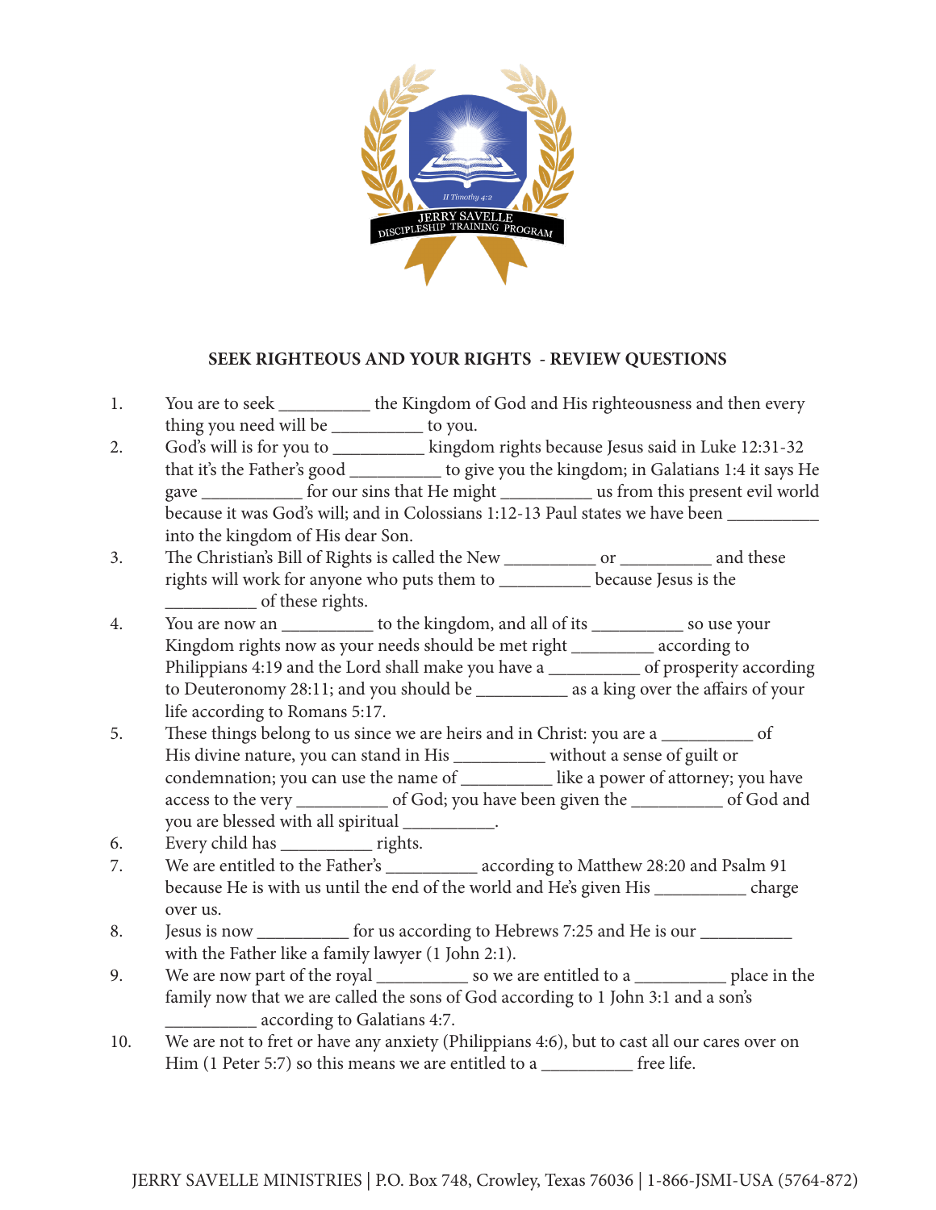## SEEK RIGHTEOUS AND YOUR RIGHTS - REVIEW QUESTIONS

1. You are to seek __________ the Kingdom of God and His righteousness and then every thing you need will be __________ to you.
2. God's will is for you to __________ kingdom rights because Jesus said in Luke 12:31-32 that it's the Father's good __________ to give you the kingdom; in Galatians 1:4 it says He gave ___________ for our sins that He might __________ us from this present evil world because it was God's will; and in Colossians 1:12-13 Paul states we have been __________ into the kingdom of His dear Son.
3. The Christian's Bill of Rights is called the New __________ or __________ and these rights will work for anyone who puts them to __________ because Jesus is the __________ of these rights.
4. You are now an __________ to the kingdom, and all of its __________ so use your Kingdom rights now as your needs should be met right _________ according to Philippians 4:19 and the Lord shall make you have a __________ of prosperity according to Deuteronomy 28:11; and you should be __________ as a king over the affairs of your life according to Romans 5:17.
5. These things belong to us since we are heirs and in Christ: you are a __________ of His divine nature, you can stand in His __________ without a sense of guilt or condemnation; you can use the name of __________ like a power of attorney; you have access to the very __________ of God; you have been given the __________ of God and you are blessed with all spiritual __________.
6. Every child has __________ rights.
7. We are entitled to the Father's __________ according to Matthew 28:20 and Psalm 91 because He is with us until the end of the world and He's given His __________ charge over us.
8. Jesus is now __________ for us according to Hebrews 7:25 and He is our __________ with the Father like a family lawyer (1 John 2:1).
9. We are now part of the royal __________ so we are entitled to a __________ place in the family now that we are called the sons of God according to 1 John 3:1 and a son's __________ according to Galatians 4:7.
10. We are not to fret or have any anxiety (Philippians 4:6), but to cast all our cares over on Him (1 Peter 5:7) so this means we are entitled to a __________ free life.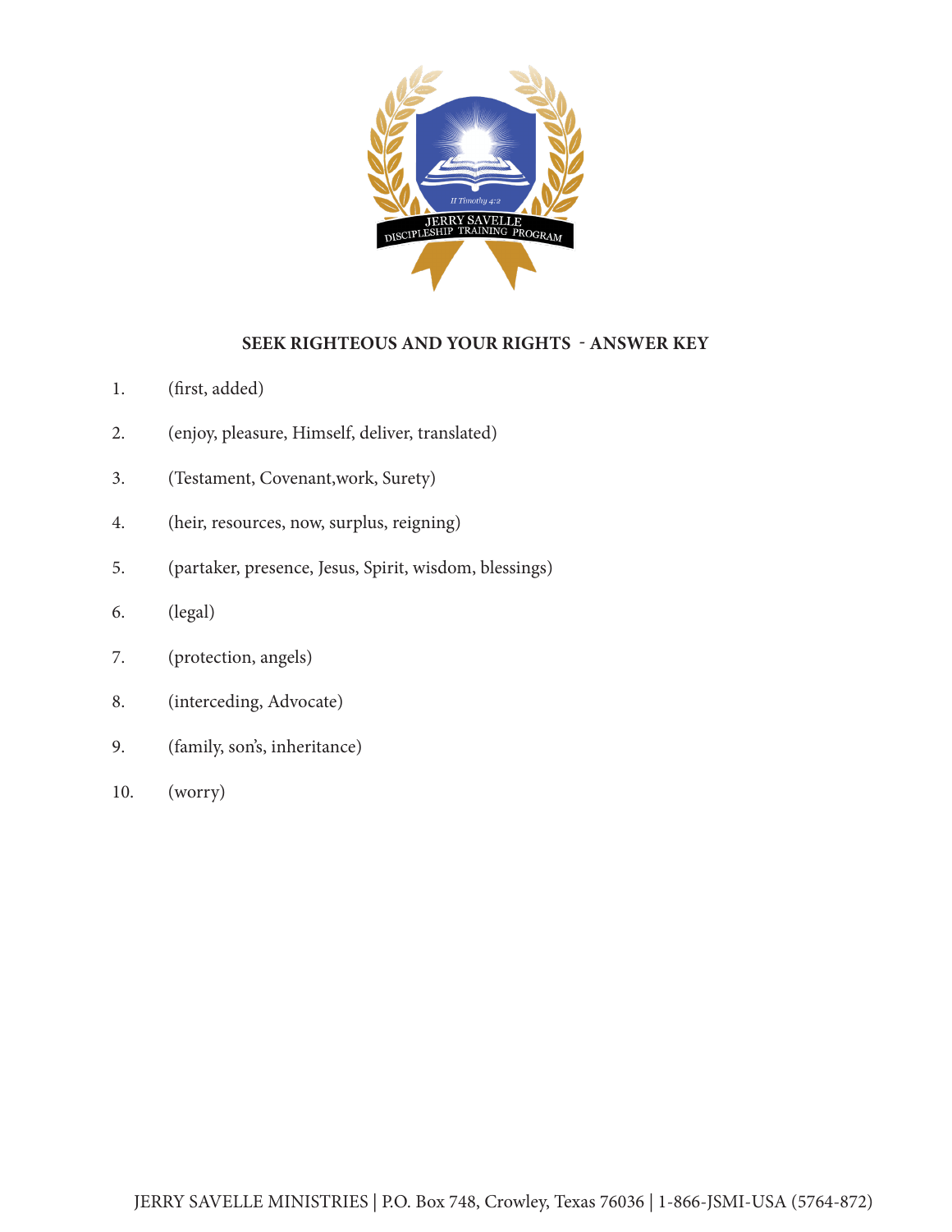**SEEK RIGHTEOUS AND YOUR RIGHTS - ANSWER KEY**

1. (first, added)
2. (enjoy, pleasure, Himself, deliver, translated)
3. (Testament, Covenant,work, Surety)
4. (heir, resources, now, surplus, reigning)
5. (partaker, presence, Jesus, Spirit, wisdom, blessings)
6. (legal)
7. (protection, angels)
8. (interceding, Advocate)
9. (family, son's, inheritance)
10. (worry)

JERRY SAVELLE MINISTRIES | P.O. Box 748, Crowley, Texas 76036 | 1-866-JSMI-USA (5764-872)